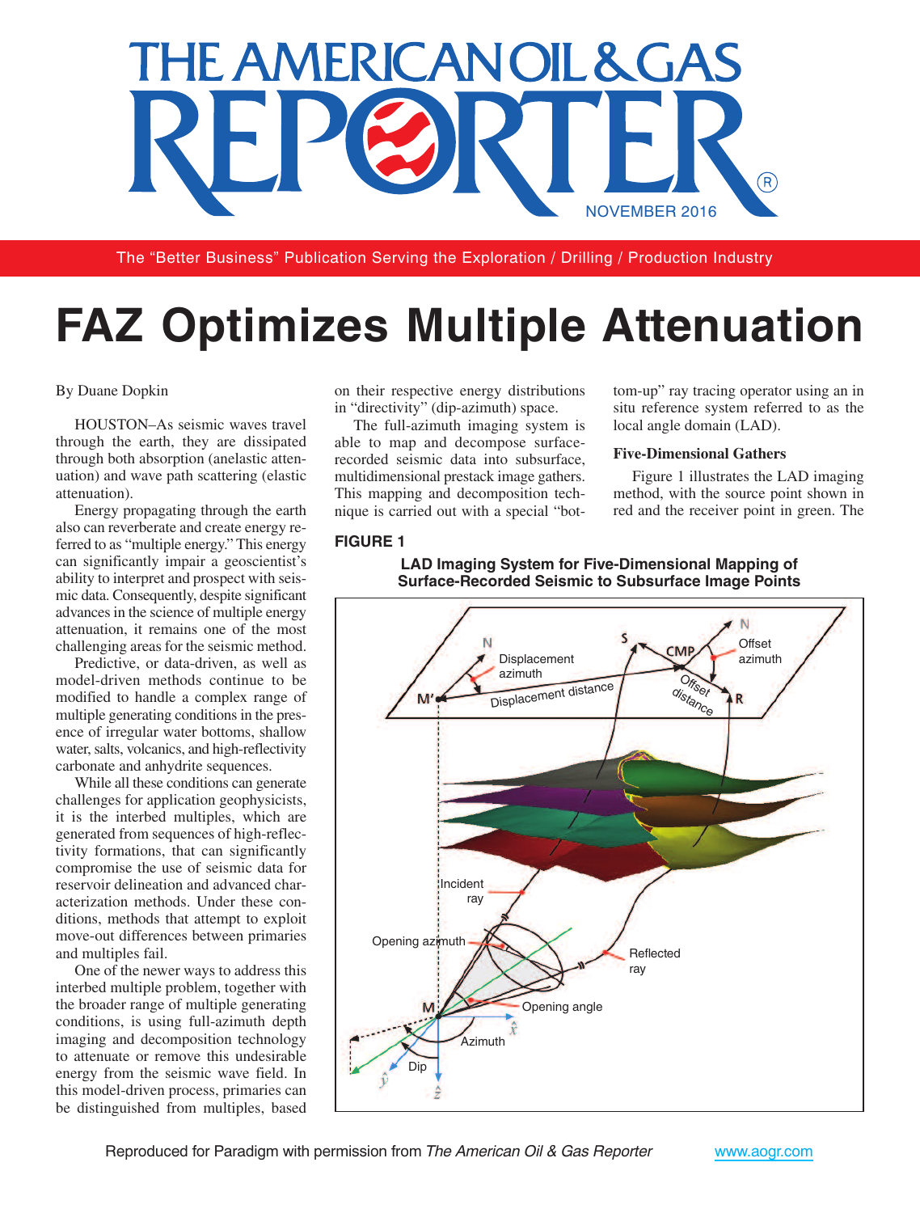# FAZ Optimizes Multiple Attenuation

By Duane Dopkin

HOUSTON–As seismic waves travel through the earth, they are dissipated through both absorption (anelastic attenuation) and wave path scattering (elastic attenuation).

Energy propagating through the earth also can reverberate and create energy referred to as "multiple energy." This energy can significantly impair a geoscientist's ability to interpret and prospect with seismic data. Consequently, despite significant advances in the science of multiple energy attenuation, it remains one of the most challenging areas for the seismic method.

Predictive, or data-driven, as well as model-driven methods continue to be modified to handle a complex range of multiple generating conditions in the presence of irregular water bottoms, shallow water, salts, volcanics, and high-reflectivity carbonate and anhydrite sequences.

While all these conditions can generate challenges for application geophysicists, it is the interbed multiples, which are generated from sequences of high-reflectivity formations, that can significantly compromise the use of seismic data for reservoir delineation and advanced characterization methods. Under these conditions, methods that attempt to exploit move-out differences between primaries and multiples fail.

One of the newer ways to address this interbed multiple problem, together with the broader range of multiple generating conditions, is using full-azimuth depth imaging and decomposition technology to attenuate or remove this undesirable energy from the seismic wave field. In this model-driven process, primaries can be distinguished from multiples, based on their respective energy distributions in "directivity" (dip-azimuth) space.

The full-azimuth imaging system is able to map and decompose surface-recorded seismic data into subsurface, multidimensional prestack image gathers. This mapping and decomposition technique is carried out with a special "bottom-up" ray tracing operator using an in situ reference system referred to as the local angle domain (LAD).

### Five-Dimensional Gathers

Figure 1 illustrates the LAD imaging method, with the source point shown in red and the receiver point in green. The

**FIGURE 1**

**LAD Imaging System for Five-Dimensional Mapping of Surface-Recorded Seismic to Subsurface Image Points**

Reproduced for Paradigm with permission from *The American Oil & Gas Reporter* www.aogr.com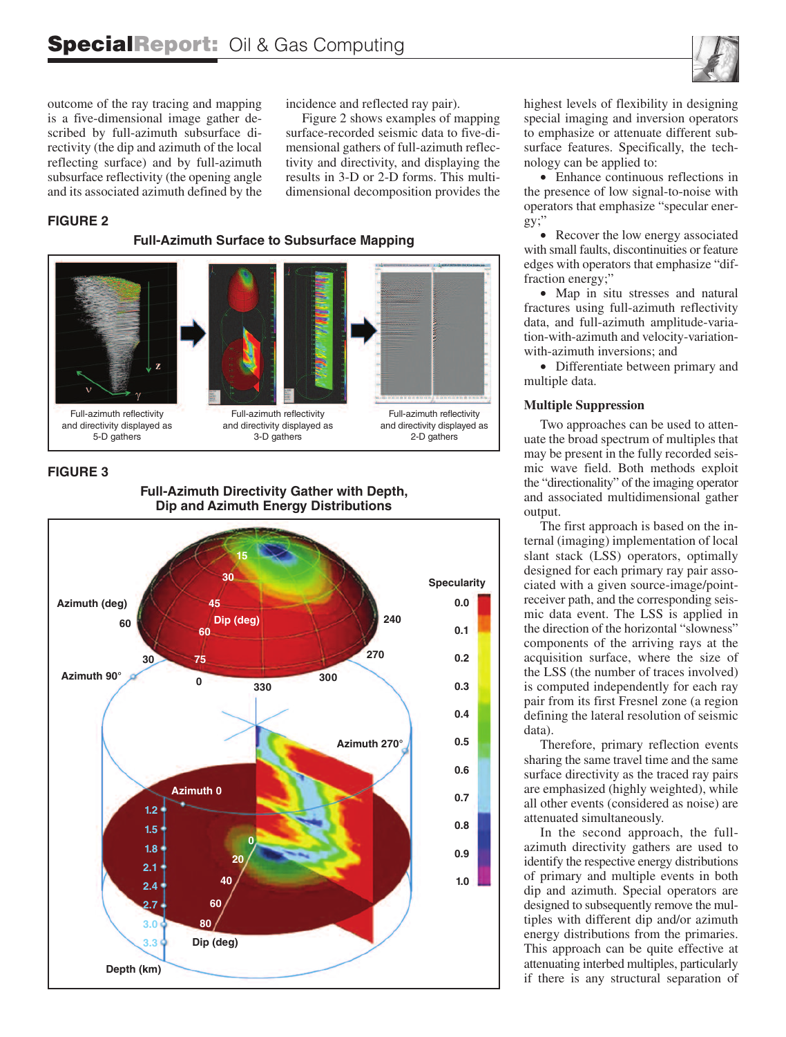outcome of the ray tracing and mapping is a five-dimensional image gather described by full-azimuth subsurface directivity (the dip and azimuth of the local reflecting surface) and by full-azimuth subsurface reflectivity (the opening angle and its associated azimuth defined by the incidence and reflected ray pair).

Figure 2 shows examples of mapping surface-recorded seismic data to five-dimensional gathers of full-azimuth reflectivity and directivity, and displaying the results in 3-D or 2-D forms. This multidimensional decomposition provides the highest levels of flexibility in designing special imaging and inversion operators to emphasize or attenuate different subsurface features. Specifically, the technology can be applied to:

- Enhance continuous reflections in the presence of low signal-to-noise with operators that emphasize "specular energy;"
- Recover the low energy associated with small faults, discontinuities or feature edges with operators that emphasize "diffraction energy;"
- Map in situ stresses and natural fractures using full-azimuth reflectivity data, and full-azimuth amplitude-variation-with-azimuth and velocity-variation-with-azimuth inversions; and
- Differentiate between primary and multiple data.

**FIGURE 2**

**Full-Azimuth Surface to Subsurface Mapping**

Full-azimuth reflectivity and directivity displayed as 5-D gathers

Full-azimuth reflectivity and directivity displayed as 3-D gathers

Full-azimuth reflectivity and directivity displayed as 2-D gathers

**FIGURE 3**

**Full-Azimuth Directivity Gather with Depth, Dip and Azimuth Energy Distributions**

### Multiple Suppression

Two approaches can be used to attenuate the broad spectrum of multiples that may be present in the fully recorded seismic wave field. Both methods exploit the "directionality" of the imaging operator and associated multidimensional gather output.

The first approach is based on the internal (imaging) implementation of local slant stack (LSS) operators, optimally designed for each primary ray pair associated with a given source-image/point-receiver path, and the corresponding seismic data event. The LSS is applied in the direction of the horizontal "slowness" components of the arriving rays at the acquisition surface, where the size of the LSS (the number of traces involved) is computed independently for each ray pair from its first Fresnel zone (a region defining the lateral resolution of seismic data).

Therefore, primary reflection events sharing the same travel time and the same surface directivity as the traced ray pairs are emphasized (highly weighted), while all other events (considered as noise) are attenuated simultaneously.

In the second approach, the full-azimuth directivity gathers are used to identify the respective energy distributions of primary and multiple events in both dip and azimuth. Special operators are designed to subsequently remove the multiples with different dip and/or azimuth energy distributions from the primaries. This approach can be quite effective at attenuating interbed multiples, particularly if there is any structural separation of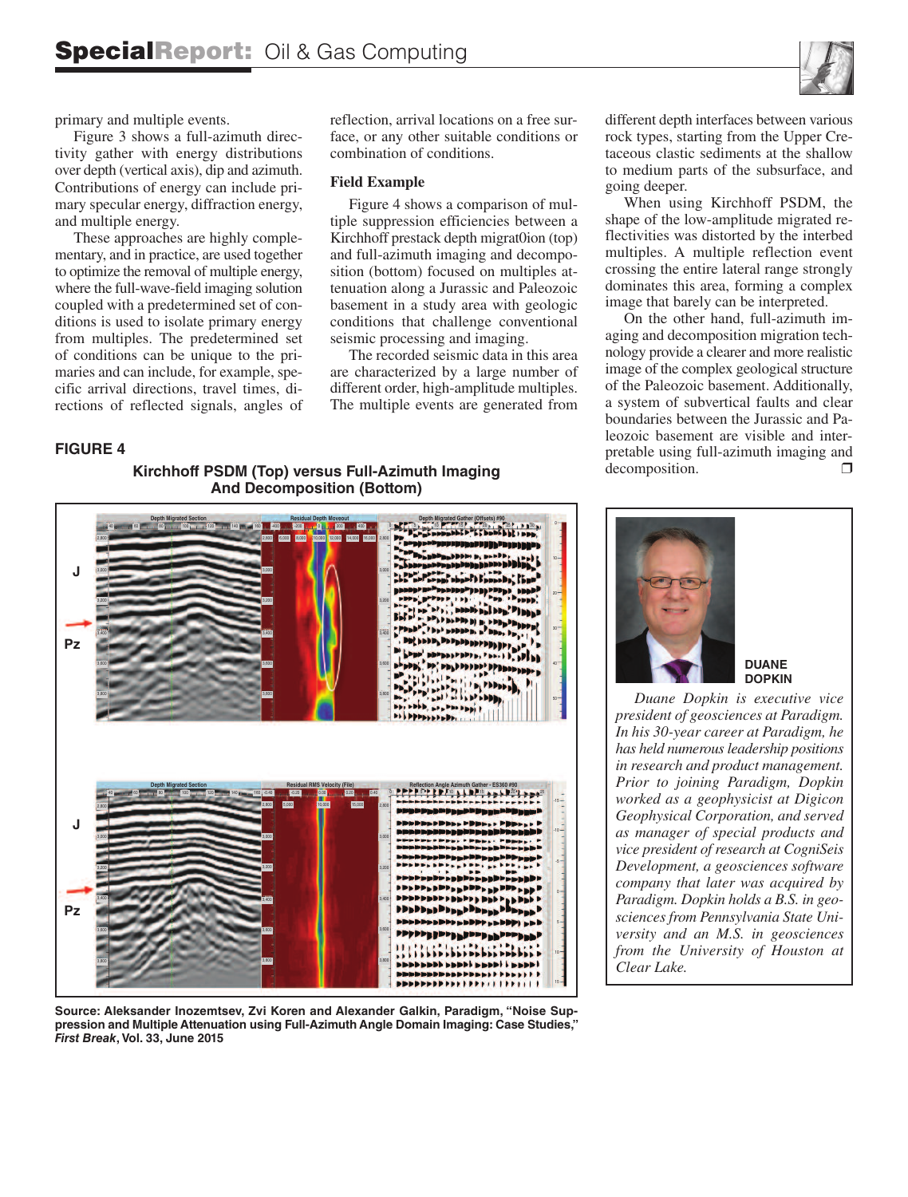primary and multiple events.

Figure 3 shows a full-azimuth directivity gather with energy distributions over depth (vertical axis), dip and azimuth. Contributions of energy can include primary specular energy, diffraction energy, and multiple energy.

These approaches are highly complementary, and in practice, are used together to optimize the removal of multiple energy, where the full-wave-field imaging solution coupled with a predetermined set of conditions is used to isolate primary energy from multiples. The predetermined set of conditions can be unique to the primaries and can include, for example, specific arrival directions, travel times, directions of reflected signals, angles of reflection, arrival locations on a free surface, or any other suitable conditions or combination of conditions.

### Field Example

Figure 4 shows a comparison of multiple suppression efficiencies between a Kirchhoff prestack depth migrat0ion (top) and full-azimuth imaging and decomposition (bottom) focused on multiples attenuation along a Jurassic and Paleozoic basement in a study area with geologic conditions that challenge conventional seismic processing and imaging.

The recorded seismic data in this area are characterized by a large number of different order, high-amplitude multiples. The multiple events are generated from different depth interfaces between various rock types, starting from the Upper Cretaceous clastic sediments at the shallow to medium parts of the subsurface, and going deeper.

When using Kirchhoff PSDM, the shape of the low-amplitude migrated reflectivities was distorted by the interbed multiples. A multiple reflection event crossing the entire lateral range strongly dominates this area, forming a complex image that barely can be interpreted.

On the other hand, full-azimuth imaging and decomposition migration technology provide a clearer and more realistic image of the complex geological structure of the Paleozoic basement. Additionally, a system of subvertical faults and clear boundaries between the Jurassic and Paleozoic basement are visible and interpretable using full-azimuth imaging and decomposition. ❒

**FIGURE 4**

**Kirchhoff PSDM (Top) versus Full-Azimuth Imaging And Decomposition (Bottom)**

Depth Migrated Section
Residual Depth Moveout
Depth Migrated Gather (Offsets) #90
J
Pz

Depth Migrated Section
Residual RMS Velocity (File)
Reflection Angle Azimuth Gather - ES360 #90
J
Pz

**Source: Aleksander Inozemtsev, Zvi Koren and Alexander Galkin, Paradigm, "Noise Suppression and Multiple Attenuation using Full-Azimuth Angle Domain Imaging: Case Studies," *First Break*, Vol. 33, June 2015**

**DUANE DOPKIN**

*Duane Dopkin is executive vice president of geosciences at Paradigm. In his 30-year career at Paradigm, he has held numerous leadership positions in research and product management. Prior to joining Paradigm, Dopkin worked as a geophysicist at Digicon Geophysical Corporation, and served as manager of special products and vice president of research at CogniSeis Development, a geosciences software company that later was acquired by Paradigm. Dopkin holds a B.S. in geosciences from Pennsylvania State University and an M.S. in geosciences from the University of Houston at Clear Lake.*